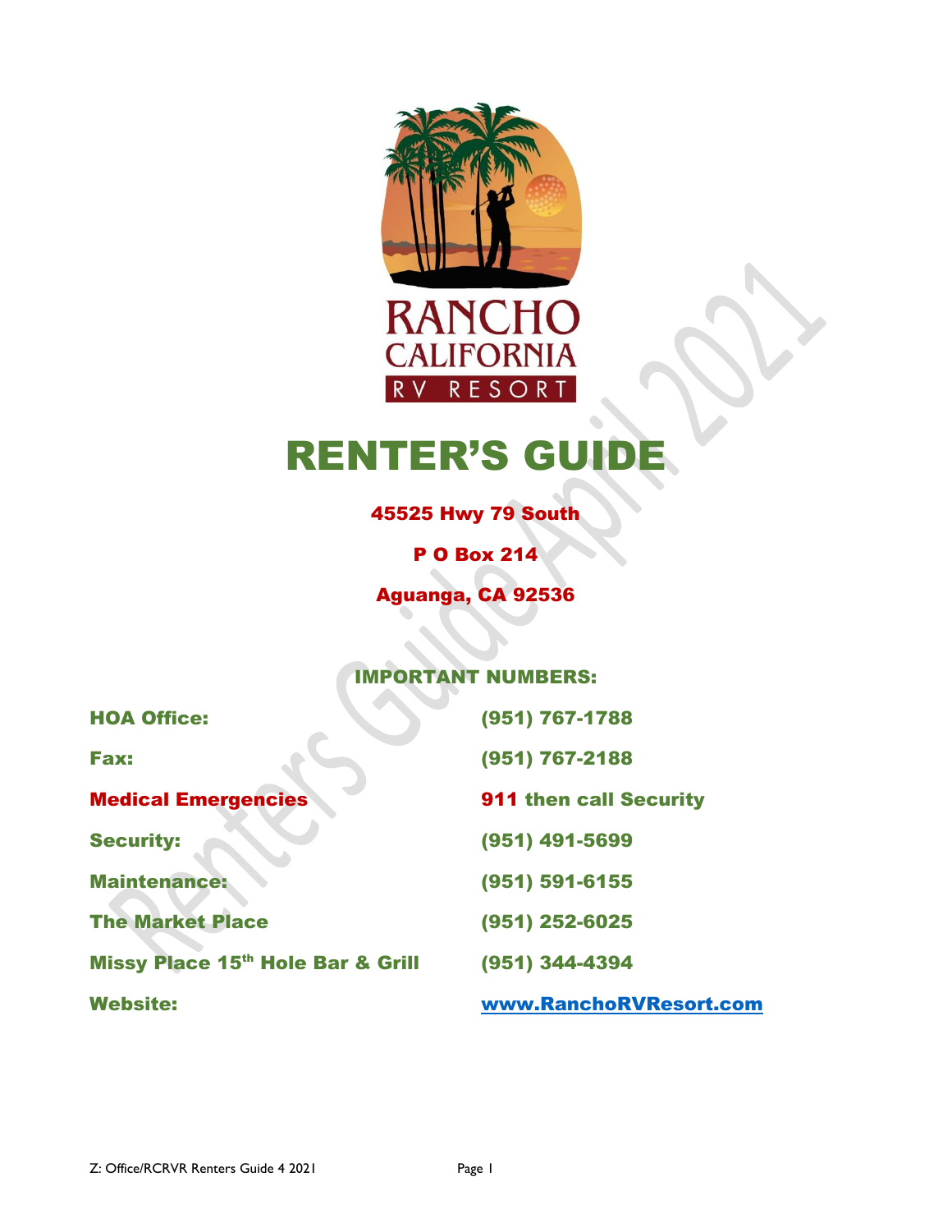RANCHO
CALIFORNIA
RV RESORT

# RENTER'S GUIDE

**45525 Hwy 79 South**

**P O Box 214**

**Aguanga, CA 92536**

## IMPORTANT NUMBERS:

| | |
|---|---|
| **HOA Office:** | **(951) 767-1788** |
| **Fax:** | **(951) 767-2188** |
| **Medical Emergencies** | **911 then call Security** |
| **Security:** | **(951) 491-5699** |
| **Maintenance:** | **(951) 591-6155** |
| **The Market Place** | **(951) 252-6025** |
| **Missy Place 15th Hole Bar & Grill** | **(951) 344-4394** |
| **Website:** | **www.RanchoRVResort.com** |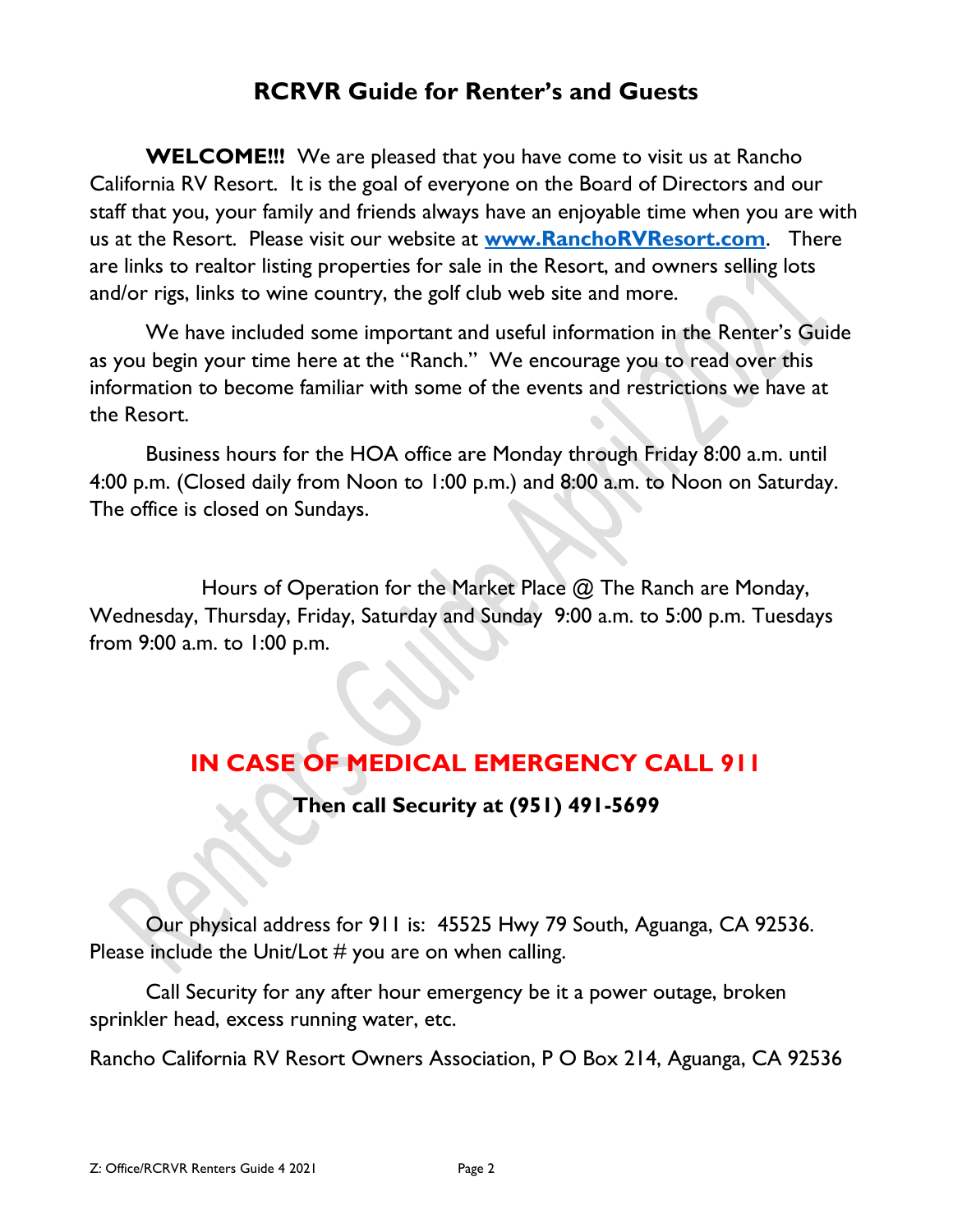# RCRVR Guide for Renter's and Guests

**WELCOME!!!** We are pleased that you have come to visit us at Rancho California RV Resort. It is the goal of everyone on the Board of Directors and our staff that you, your family and friends always have an enjoyable time when you are with us at the Resort. Please visit our website at **www.RanchoRVResort.com**. There are links to realtor listing properties for sale in the Resort, and owners selling lots and/or rigs, links to wine country, the golf club web site and more.

We have included some important and useful information in the Renter's Guide as you begin your time here at the "Ranch." We encourage you to read over this information to become familiar with some of the events and restrictions we have at the Resort.

Business hours for the HOA office are Monday through Friday 8:00 a.m. until 4:00 p.m. (Closed daily from Noon to 1:00 p.m.) and 8:00 a.m. to Noon on Saturday. The office is closed on Sundays.

Hours of Operation for the Market Place @ The Ranch are Monday, Wednesday, Thursday, Friday, Saturday and Sunday 9:00 a.m. to 5:00 p.m. Tuesdays from 9:00 a.m. to 1:00 p.m.

## IN CASE OF MEDICAL EMERGENCY CALL 911

**Then call Security at (951) 491-5699**

Our physical address for 911 is: 45525 Hwy 79 South, Aguanga, CA 92536. Please include the Unit/Lot # you are on when calling.

Call Security for any after hour emergency be it a power outage, broken sprinkler head, excess running water, etc.

Rancho California RV Resort Owners Association, P O Box 214, Aguanga, CA 92536

Z: Office/RCRVR Renters Guide 4 2021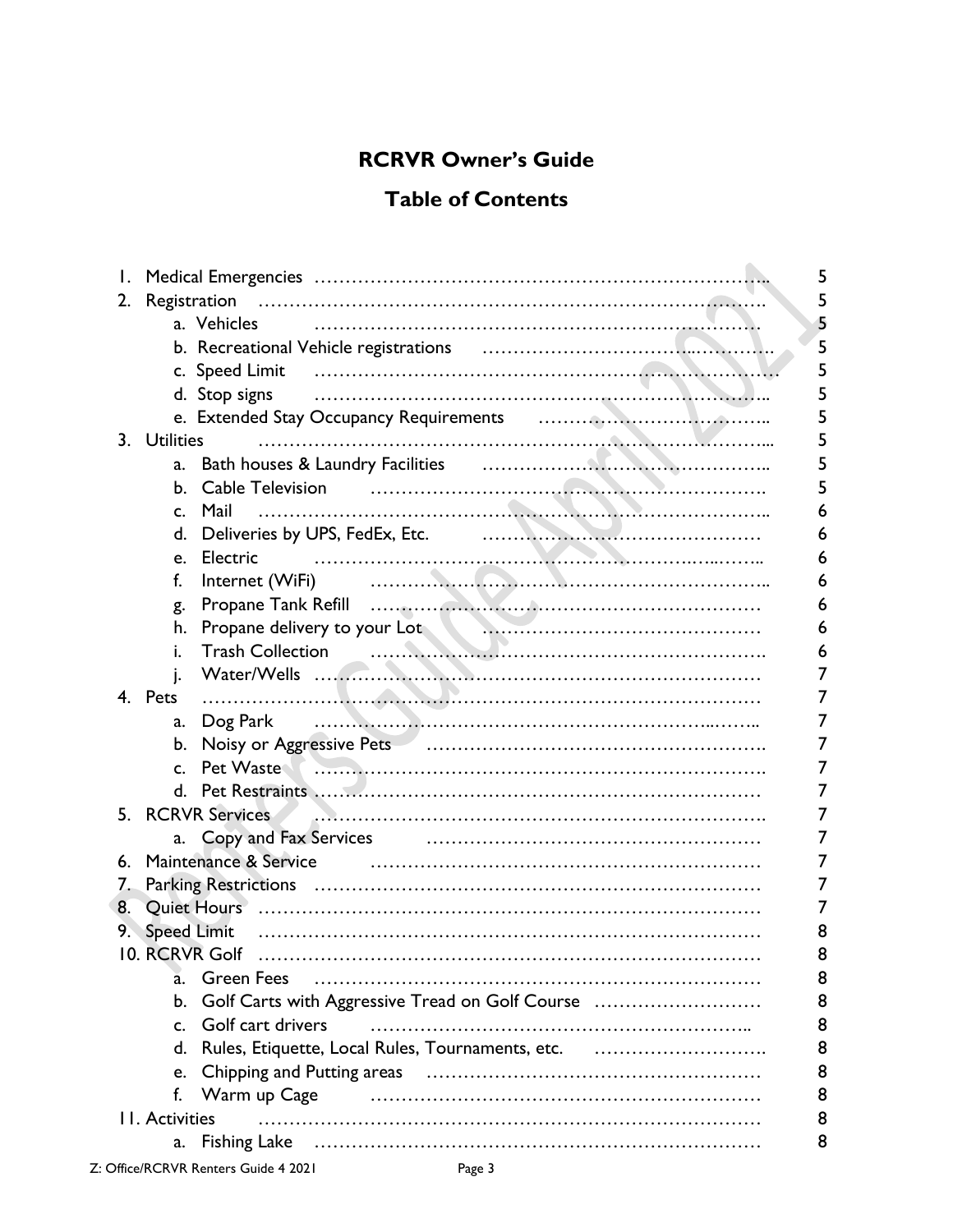# RCRVR Owner's Guide

## Table of Contents

1. Medical Emergencies ........................................ 5
2. Registration ........................................ 5
   - a. Vehicles ........................................ 5
   - b. Recreational Vehicle registrations ........................................ 5
   - c. Speed Limit ........................................ 5
   - d. Stop signs ........................................ 5
   - e. Extended Stay Occupancy Requirements ........................................ 5
3. Utilities ........................................ 5
   - a. Bath houses & Laundry Facilities ........................................ 5
   - b. Cable Television ........................................ 5
   - c. Mail ........................................ 6
   - d. Deliveries by UPS, FedEx, Etc. ........................................ 6
   - e. Electric ........................................ 6
   - f. Internet (WiFi) ........................................ 6
   - g. Propane Tank Refill ........................................ 6
   - h. Propane delivery to your Lot ........................................ 6
   - i. Trash Collection ........................................ 6
   - j. Water/Wells ........................................ 7
4. Pets ........................................ 7
   - a. Dog Park ........................................ 7
   - b. Noisy or Aggressive Pets ........................................ 7
   - c. Pet Waste ........................................ 7
   - d. Pet Restraints ........................................ 7
5. RCRVR Services ........................................ 7
   - a. Copy and Fax Services ........................................ 7
6. Maintenance & Service ........................................ 7
7. Parking Restrictions ........................................ 7
8. Quiet Hours ........................................ 7
9. Speed Limit ........................................ 8
10. RCRVR Golf ........................................ 8
    - a. Green Fees ........................................ 8
    - b. Golf Carts with Aggressive Tread on Golf Course ........................................ 8
    - c. Golf cart drivers ........................................ 8
    - d. Rules, Etiquette, Local Rules, Tournaments, etc. ........................................ 8
    - e. Chipping and Putting areas ........................................ 8
    - f. Warm up Cage ........................................ 8
11. Activities ........................................ 8
    - a. Fishing Lake ........................................ 8

Z: Office/RCRVR Renters Guide 4 2021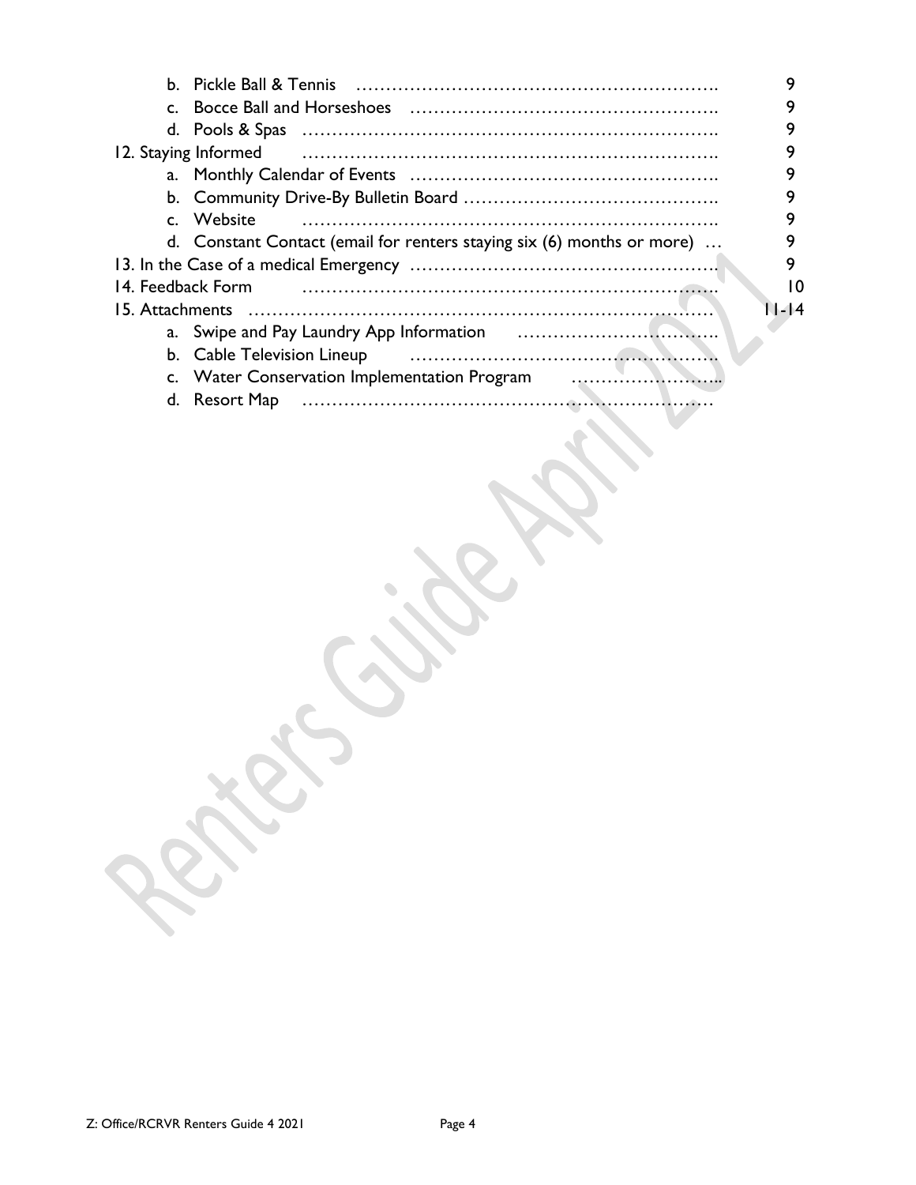b. Pickle Ball & Tennis ………………………………………………… 9
c. Bocce Ball and Horseshoes ………………………………………… 9
d. Pools & Spas …………………………………………………………. 9

12. Staying Informed …………………………………………………………. 9

a. Monthly Calendar of Events ………………………………………… 9
b. Community Drive-By Bulletin Board ………………………………… 9
c. Website …………………………………………………………. 9
d. Constant Contact (email for renters staying six (6) months or more) … 9

13. In the Case of a medical Emergency ………………………………………… 9

14. Feedback Form …………………………………………………………. 10

15. Attachments …………………………………………………………………… 11-14

a. Swipe and Pay Laundry App Information ……………………………
b. Cable Television Lineup ……………………………………………
c. Water Conservation Implementation Program ……………………..
d. Resort Map …………………………………………………………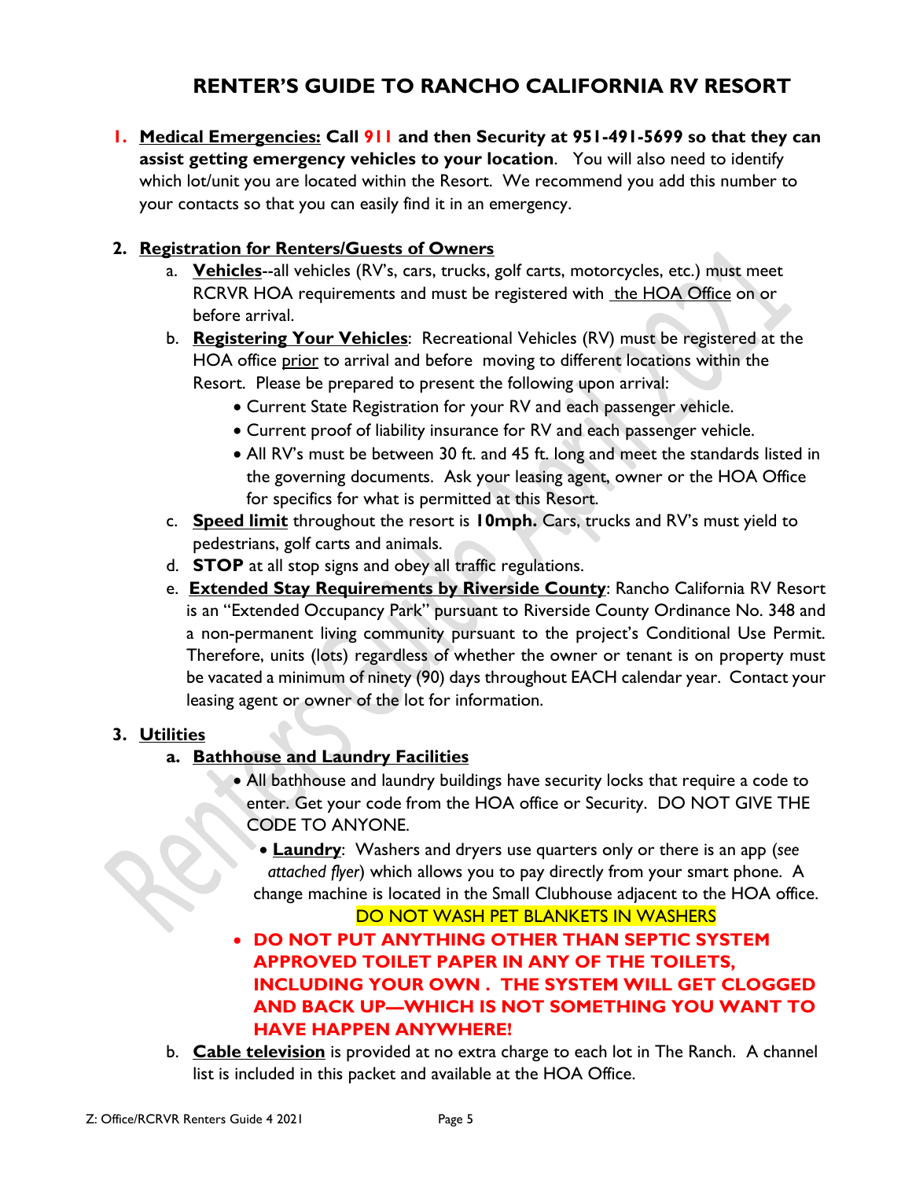# RENTER'S GUIDE TO RANCHO CALIFORNIA RV RESORT

1. **Medical Emergencies: Call 911 and then Security at 951-491-5699 so that they can assist getting emergency vehicles to your location**. You will also need to identify which lot/unit you are located within the Resort. We recommend you add this number to your contacts so that you can easily find it in an emergency.

2. **Registration for Renters/Guests of Owners**
   a. **Vehicles**--all vehicles (RV's, cars, trucks, golf carts, motorcycles, etc.) must meet RCRVR HOA requirements and must be registered with the HOA Office on or before arrival.
   b. **Registering Your Vehicles**: Recreational Vehicles (RV) must be registered at the HOA office prior to arrival and before moving to different locations within the Resort. Please be prepared to present the following upon arrival:
      - Current State Registration for your RV and each passenger vehicle.
      - Current proof of liability insurance for RV and each passenger vehicle.
      - All RV's must be between 30 ft. and 45 ft. long and meet the standards listed in the governing documents. Ask your leasing agent, owner or the HOA Office for specifics for what is permitted at this Resort.
   c. **Speed limit** throughout the resort is **10mph.** Cars, trucks and RV's must yield to pedestrians, golf carts and animals.
   d. **STOP** at all stop signs and obey all traffic regulations.
   e. **Extended Stay Requirements by Riverside County**: Rancho California RV Resort is an "Extended Occupancy Park" pursuant to Riverside County Ordinance No. 348 and a non-permanent living community pursuant to the project's Conditional Use Permit. Therefore, units (lots) regardless of whether the owner or tenant is on property must be vacated a minimum of ninety (90) days throughout EACH calendar year. Contact your leasing agent or owner of the lot for information.

3. **Utilities**
   a. **Bathhouse and Laundry Facilities**
      - All bathhouse and laundry buildings have security locks that require a code to enter. Get your code from the HOA office or Security. DO NOT GIVE THE CODE TO ANYONE.
      - **Laundry**: Washers and dryers use quarters only or there is an app (*see attached flyer*) which allows you to pay directly from your smart phone. A change machine is located in the Small Clubhouse adjacent to the HOA office. DO NOT WASH PET BLANKETS IN WASHERS
      - **DO NOT PUT ANYTHING OTHER THAN SEPTIC SYSTEM APPROVED TOILET PAPER IN ANY OF THE TOILETS, INCLUDING YOUR OWN . THE SYSTEM WILL GET CLOGGED AND BACK UP—WHICH IS NOT SOMETHING YOU WANT TO HAVE HAPPEN ANYWHERE!**
   b. **Cable television** is provided at no extra charge to each lot in The Ranch. A channel list is included in this packet and available at the HOA Office.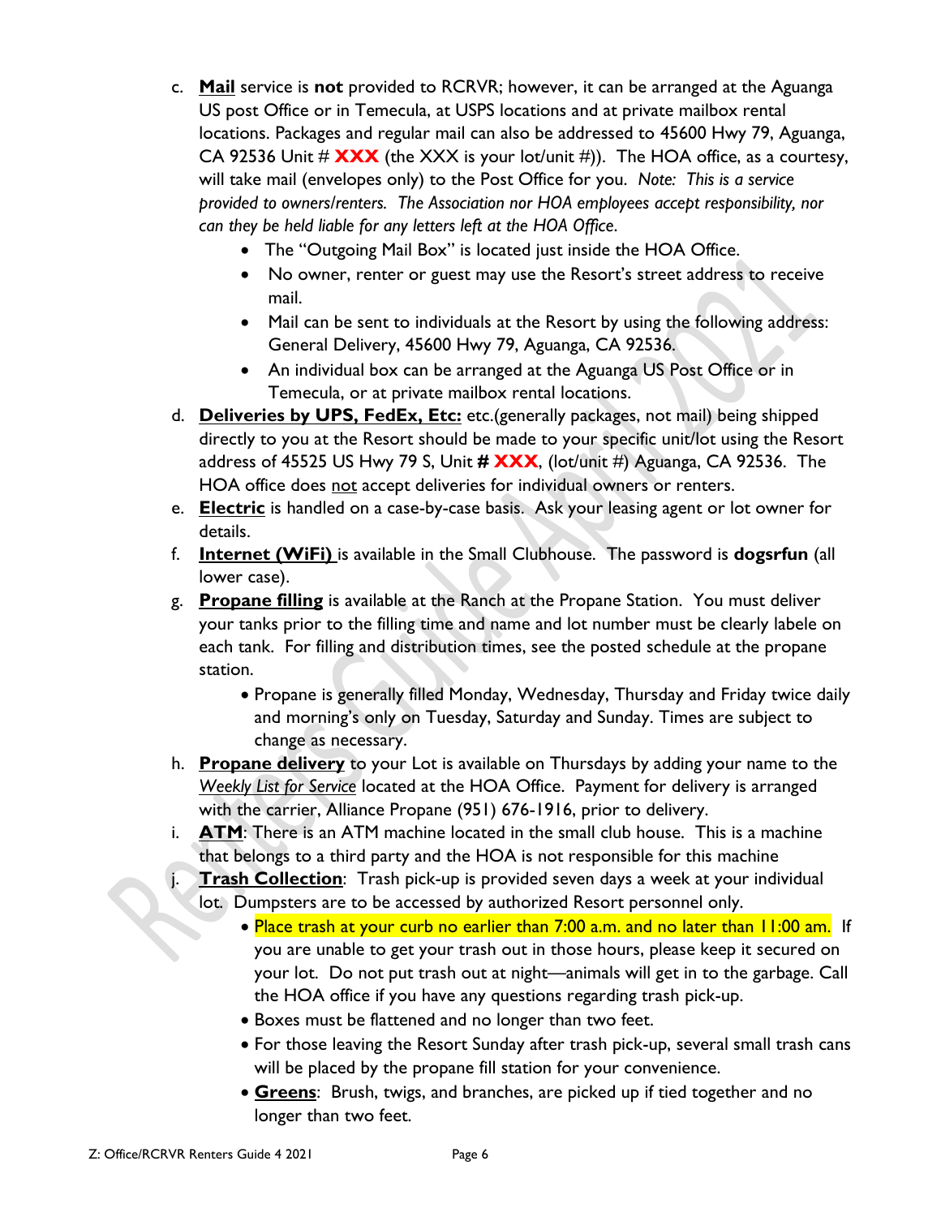c. **<u>Mail</u>** service is **not** provided to RCRVR; however, it can be arranged at the Aguanga US post Office or in Temecula, at USPS locations and at private mailbox rental locations. Packages and regular mail can also be addressed to 45600 Hwy 79, Aguanga, CA 92536 Unit # **XXX** (the XXX is your lot/unit #)). The HOA office, as a courtesy, will take mail (envelopes only) to the Post Office for you. *Note: This is a service provided to owners/renters. The Association nor HOA employees accept responsibility, nor can they be held liable for any letters left at the HOA Office.*
   - The "Outgoing Mail Box" is located just inside the HOA Office.
   - No owner, renter or guest may use the Resort's street address to receive mail.
   - Mail can be sent to individuals at the Resort by using the following address: General Delivery, 45600 Hwy 79, Aguanga, CA 92536.
   - An individual box can be arranged at the Aguanga US Post Office or in Temecula, or at private mailbox rental locations.

d. **<u>Deliveries by UPS, FedEx, Etc:</u>** etc.(generally packages, not mail) being shipped directly to you at the Resort should be made to your specific unit/lot using the Resort address of 45525 US Hwy 79 S, Unit **# XXX**, (lot/unit #) Aguanga, CA 92536. The HOA office does <u>not</u> accept deliveries for individual owners or renters.

e. **<u>Electric</u>** is handled on a case-by-case basis. Ask your leasing agent or lot owner for details.

f. **<u>Internet (WiFi)</u>** is available in the Small Clubhouse. The password is **dogsrfun** (all lower case).

g. **<u>Propane filling</u>** is available at the Ranch at the Propane Station. You must deliver your tanks prior to the filling time and name and lot number must be clearly labele on each tank. For filling and distribution times, see the posted schedule at the propane station.
   - Propane is generally filled Monday, Wednesday, Thursday and Friday twice daily and morning's only on Tuesday, Saturday and Sunday. Times are subject to change as necessary.

h. **<u>Propane delivery</u>** to your Lot is available on Thursdays by adding your name to the *<u>Weekly List for Service</u>* located at the HOA Office. Payment for delivery is arranged with the carrier, Alliance Propane (951) 676-1916, prior to delivery.

i. **<u>ATM</u>**: There is an ATM machine located in the small club house. This is a machine that belongs to a third party and the HOA is not responsible for this machine

j. **<u>Trash Collection</u>**: Trash pick-up is provided seven days a week at your individual lot. Dumpsters are to be accessed by authorized Resort personnel only.
   - Place trash at your curb no earlier than 7:00 a.m. and no later than 11:00 am. If you are unable to get your trash out in those hours, please keep it secured on your lot. Do not put trash out at night—animals will get in to the garbage. Call the HOA office if you have any questions regarding trash pick-up.
   - Boxes must be flattened and no longer than two feet.
   - For those leaving the Resort Sunday after trash pick-up, several small trash cans will be placed by the propane fill station for your convenience.
   - **<u>Greens</u>**: Brush, twigs, and branches, are picked up if tied together and no longer than two feet.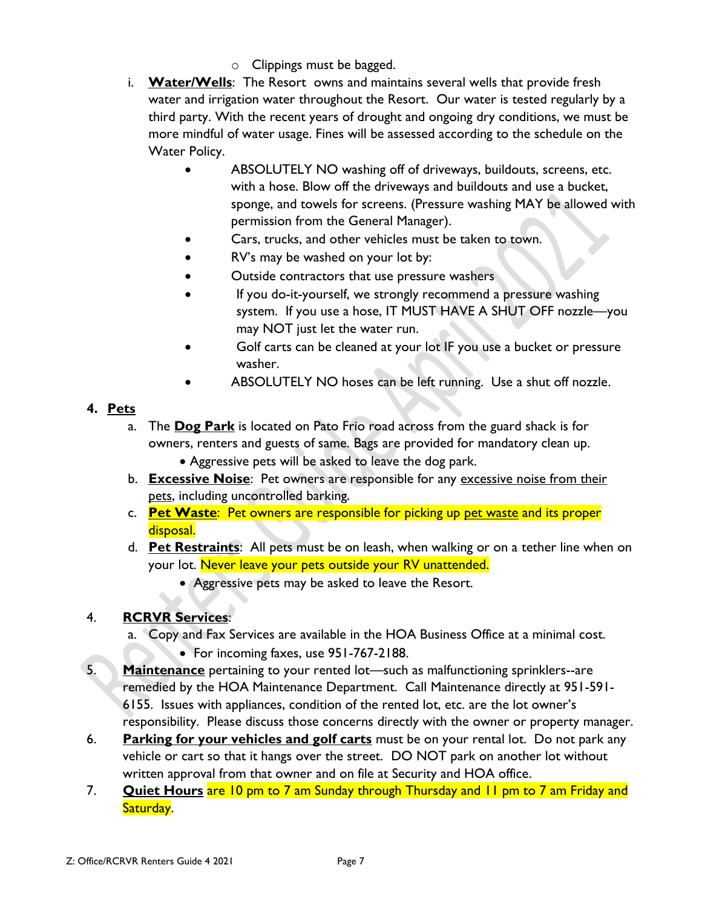- Clippings must be bagged.

i. **Water/Wells**: The Resort owns and maintains several wells that provide fresh water and irrigation water throughout the Resort. Our water is tested regularly by a third party. With the recent years of drought and ongoing dry conditions, we must be more mindful of water usage. Fines will be assessed according to the schedule on the Water Policy.

   - ABSOLUTELY NO washing off of driveways, buildouts, screens, etc. with a hose. Blow off the driveways and buildouts and use a bucket, sponge, and towels for screens. (Pressure washing MAY be allowed with permission from the General Manager).
   - Cars, trucks, and other vehicles must be taken to town.
   - RV's may be washed on your lot by:
   - Outside contractors that use pressure washers
   - If you do-it-yourself, we strongly recommend a pressure washing system. If you use a hose, IT MUST HAVE A SHUT OFF nozzle—you may NOT just let the water run.
   - Golf carts can be cleaned at your lot IF you use a bucket or pressure washer.
   - ABSOLUTELY NO hoses can be left running. Use a shut off nozzle.

## 4. Pets

a. The **Dog Park** is located on Pato Frio road across from the guard shack is for owners, renters and guests of same. Bags are provided for mandatory clean up.
   - Aggressive pets will be asked to leave the dog park.

b. **Excessive Noise**: Pet owners are responsible for any excessive noise from their pets, including uncontrolled barking.

c. **Pet Waste**: Pet owners are responsible for picking up pet waste and its proper disposal.

d. **Pet Restraints**: All pets must be on leash, when walking or on a tether line when on your lot. Never leave your pets outside your RV unattended.
   - Aggressive pets may be asked to leave the Resort.

4. **RCRVR Services**:
   a. Copy and Fax Services are available in the HOA Business Office at a minimal cost.
      - For incoming faxes, use 951-767-2188.

5. **Maintenance** pertaining to your rented lot—such as malfunctioning sprinklers--are remedied by the HOA Maintenance Department. Call Maintenance directly at 951-591-6155. Issues with appliances, condition of the rented lot, etc. are the lot owner's responsibility. Please discuss those concerns directly with the owner or property manager.

6. **Parking for your vehicles and golf carts** must be on your rental lot. Do not park any vehicle or cart so that it hangs over the street. DO NOT park on another lot without written approval from that owner and on file at Security and HOA office.

7. **Quiet Hours** are 10 pm to 7 am Sunday through Thursday and 11 pm to 7 am Friday and Saturday.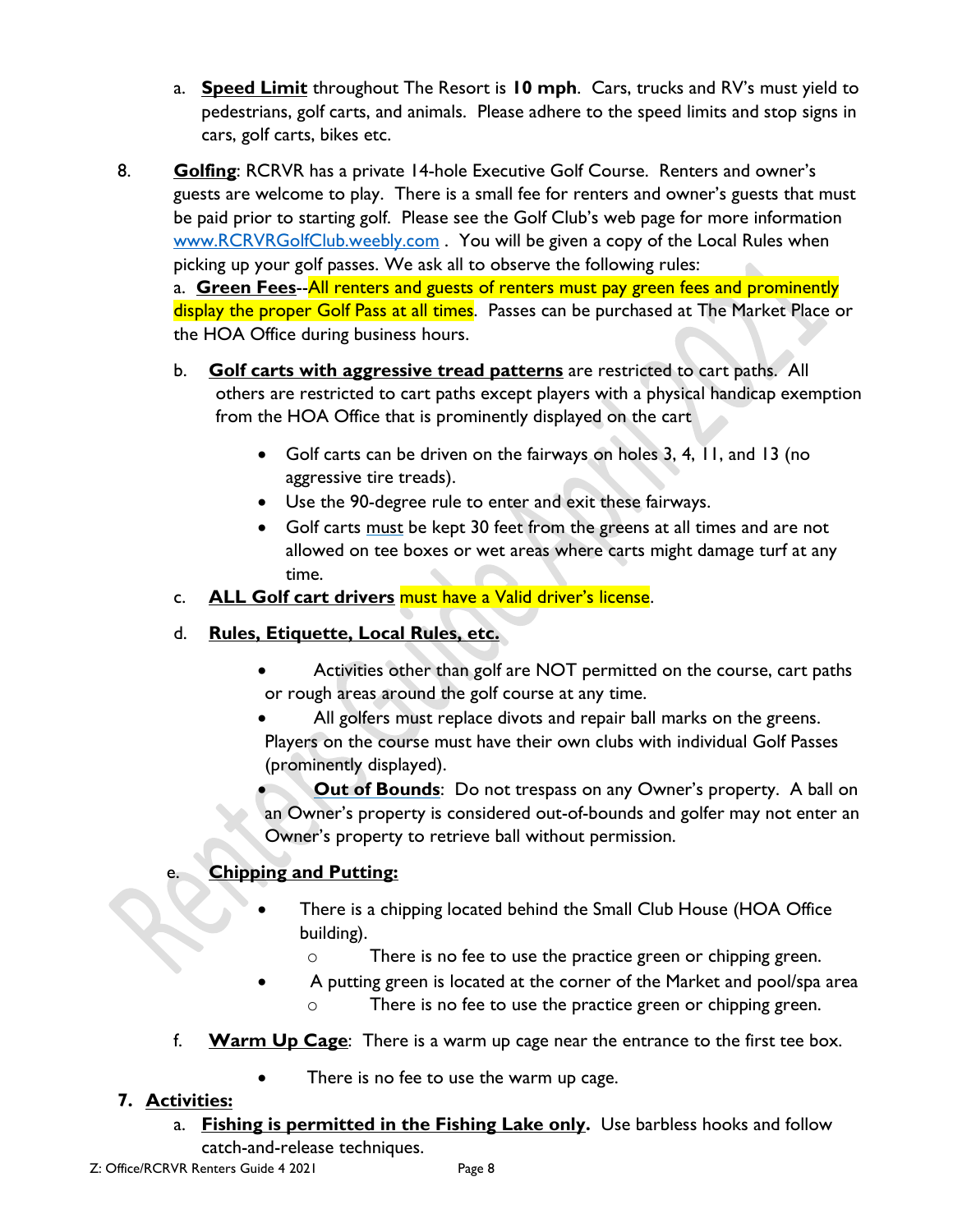a. **<u>Speed Limit</u>** throughout The Resort is **10 mph**. Cars, trucks and RV's must yield to pedestrians, golf carts, and animals. Please adhere to the speed limits and stop signs in cars, golf carts, bikes etc.

8. **<u>Golfing</u>**: RCRVR has a private 14-hole Executive Golf Course. Renters and owner's guests are welcome to play. There is a small fee for renters and owner's guests that must be paid prior to starting golf. Please see the Golf Club's web page for more information [www.RCRVRGolfClub.weebly.com](http://www.RCRVRGolfClub.weebly.com) . You will be given a copy of the Local Rules when picking up your golf passes. We ask all to observe the following rules:

   a. **<u>Green Fees</u>**--All renters and guests of renters must pay green fees and prominently display the proper Golf Pass at all times. Passes can be purchased at The Market Place or the HOA Office during business hours.

   b. **<u>Golf carts with aggressive tread patterns</u>** are restricted to cart paths. All others are restricted to cart paths except players with a physical handicap exemption from the HOA Office that is prominently displayed on the cart
      - Golf carts can be driven on the fairways on holes 3, 4, 11, and 13 (no aggressive tire treads).
      - Use the 90-degree rule to enter and exit these fairways.
      - Golf carts <u>must</u> be kept 30 feet from the greens at all times and are not allowed on tee boxes or wet areas where carts might damage turf at any time.

   c. **<u>ALL Golf cart drivers</u>** must have a Valid driver's license.

   d. **<u>Rules, Etiquette, Local Rules, etc.</u>**
      - Activities other than golf are NOT permitted on the course, cart paths or rough areas around the golf course at any time.
      - All golfers must replace divots and repair ball marks on the greens. Players on the course must have their own clubs with individual Golf Passes (prominently displayed).
      - **<u>Out of Bounds</u>**: Do not trespass on any Owner's property. A ball on an Owner's property is considered out-of-bounds and golfer may not enter an Owner's property to retrieve ball without permission.

   e. **<u>Chipping and Putting:</u>**
      - There is a chipping located behind the Small Club House (HOA Office building).
        - There is no fee to use the practice green or chipping green.
      - A putting green is located at the corner of the Market and pool/spa area
        - There is no fee to use the practice green or chipping green.

   f. **<u>Warm Up Cage</u>**: There is a warm up cage near the entrance to the first tee box.
      - There is no fee to use the warm up cage.

**7. <u>Activities:</u>**

   a. **<u>Fishing is permitted in the Fishing Lake only</u>.** Use barbless hooks and follow catch-and-release techniques.

Z: Office/RCRVR Renters Guide 4 2021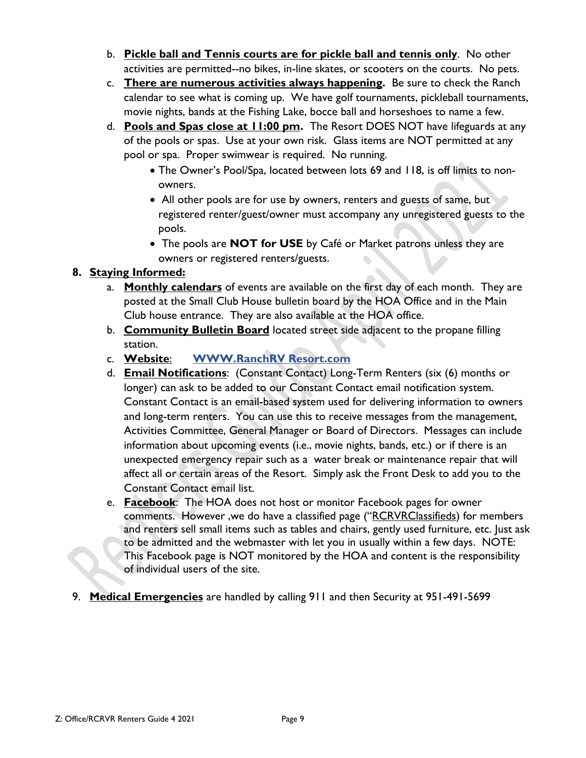b. **Pickle ball and Tennis courts are for pickle ball and tennis only**. No other activities are permitted--no bikes, in-line skates, or scooters on the courts. No pets.

c. **There are numerous activities always happening.** Be sure to check the Ranch calendar to see what is coming up. We have golf tournaments, pickleball tournaments, movie nights, bands at the Fishing Lake, bocce ball and horseshoes to name a few.

d. **Pools and Spas close at 11:00 pm.** The Resort DOES NOT have lifeguards at any of the pools or spas. Use at your own risk. Glass items are NOT permitted at any pool or spa. Proper swimwear is required. No running.

- The Owner's Pool/Spa, located between lots 69 and 118, is off limits to non-owners.
- All other pools are for use by owners, renters and guests of same, but registered renter/guest/owner must accompany any unregistered guests to the pools.
- The pools are **NOT for USE** by Café or Market patrons unless they are owners or registered renters/guests.

**8. Staying Informed:**

a. **Monthly calendars** of events are available on the first day of each month. They are posted at the Small Club House bulletin board by the HOA Office and in the Main Club house entrance. They are also available at the HOA office.

b. **Community Bulletin Board** located street side adjacent to the propane filling station.

c. **Website**: **WWW.RanchRV Resort.com**

d. **Email Notifications**: (Constant Contact) Long-Term Renters (six (6) months or longer) can ask to be added to our Constant Contact email notification system. Constant Contact is an email-based system used for delivering information to owners and long-term renters. You can use this to receive messages from the management, Activities Committee, General Manager or Board of Directors. Messages can include information about upcoming events (i.e., movie nights, bands, etc.) or if there is an unexpected emergency repair such as a water break or maintenance repair that will affect all or certain areas of the Resort. Simply ask the Front Desk to add you to the Constant Contact email list.

e. **Facebook**: The HOA does not host or monitor Facebook pages for owner comments. However ,we do have a classified page ("RCRVRClassifieds) for members and renters sell small items such as tables and chairs, gently used furniture, etc. Just ask to be admitted and the webmaster with let you in usually within a few days. NOTE: This Facebook page is NOT monitored by the HOA and content is the responsibility of individual users of the site.

9. **Medical Emergencies** are handled by calling 911 and then Security at 951-491-5699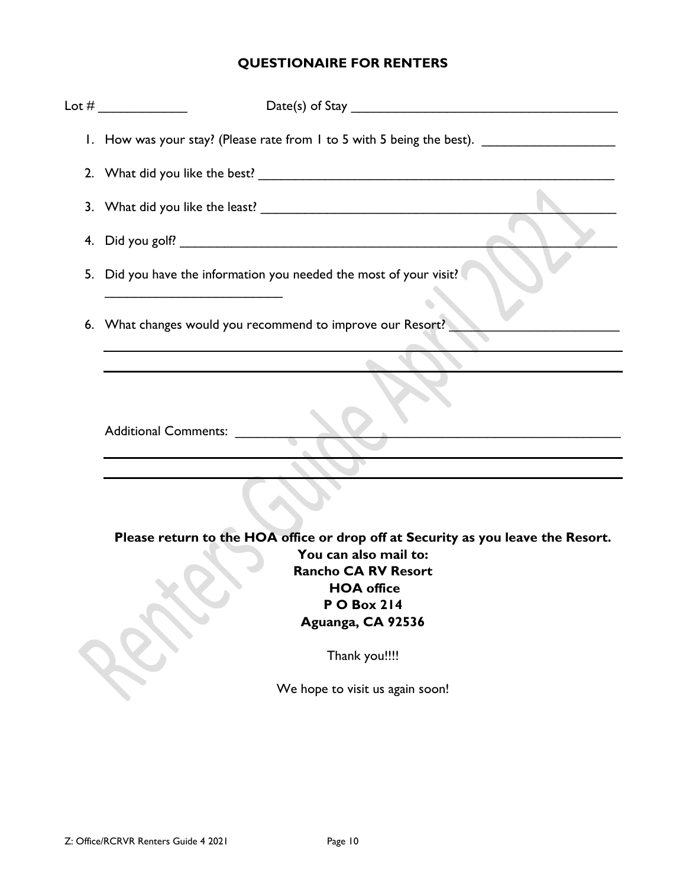# QUESTIONAIRE FOR RENTERS

Lot # ____________ Date(s) of Stay ______________________________________

1. How was your stay? (Please rate from 1 to 5 with 5 being the best). __________________
2. What did you like the best? ___________________________________________________
3. What did you like the least? ___________________________________________________
4. Did you golf? ______________________________________________________________
5. Did you have the information you needed the most of your visit? _________________________
6. What changes would you recommend to improve our Resort? ______________________

Additional Comments: ______________________________________________________

**Please return to the HOA office or drop off at Security as you leave the Resort.**
**You can also mail to:**
**Rancho CA RV Resort**
**HOA office**
**P O Box 214**
**Aguanga, CA 92536**

Thank you!!!!

We hope to visit us again soon!

Z: Office/RCRVR Renters Guide 4 2021